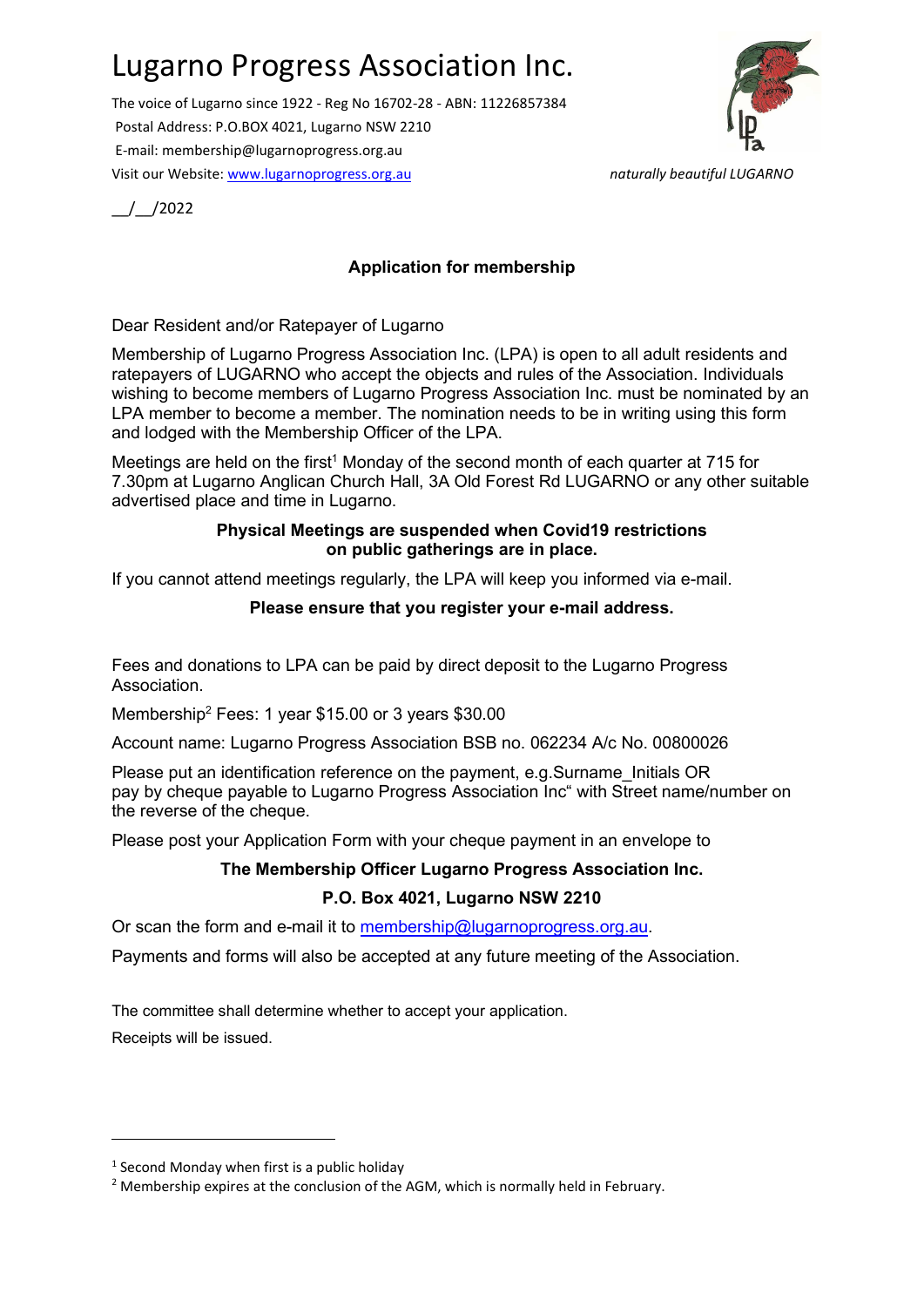# Lugarno Progress Association Inc.

The voice of Lugarno since 1922 - Reg No 16702-28 - ABN: 11226857384
Postal Address: P.O.BOX 4021, Lugarno NSW 2210
E-mail: membership@lugarnoprogress.org.au
Visit our Website: www.lugarnoprogress.org.au

*naturally beautiful LUGARNO*

__/__/2022

## Application for membership

Dear Resident and/or Ratepayer of Lugarno

Membership of Lugarno Progress Association Inc. (LPA) is open to all adult residents and ratepayers of LUGARNO who accept the objects and rules of the Association. Individuals wishing to become members of Lugarno Progress Association Inc. must be nominated by an LPA member to become a member. The nomination needs to be in writing using this form and lodged with the Membership Officer of the LPA.

Meetings are held on the first[1] Monday of the second month of each quarter at 715 for 7.30pm at Lugarno Anglican Church Hall, 3A Old Forest Rd LUGARNO or any other suitable advertised place and time in Lugarno.

**Physical Meetings are suspended when Covid19 restrictions on public gatherings are in place.**

If you cannot attend meetings regularly, the LPA will keep you informed via e-mail.

**Please ensure that you register your e-mail address.**

Fees and donations to LPA can be paid by direct deposit to the Lugarno Progress Association.

Membership[2] Fees: 1 year $15.00 or 3 years $30.00

Account name: Lugarno Progress Association BSB no. 062234 A/c No. 00800026

Please put an identification reference on the payment, e.g.Surname_Initials OR pay by cheque payable to Lugarno Progress Association Inc" with Street name/number on the reverse of the cheque.

Please post your Application Form with your cheque payment in an envelope to

**The Membership Officer Lugarno Progress Association Inc.**

**P.O. Box 4021, Lugarno NSW 2210**

Or scan the form and e-mail it to membership@lugarnoprogress.org.au.

Payments and forms will also be accepted at any future meeting of the Association.

The committee shall determine whether to accept your application.

Receipts will be issued.

---

[1] Second Monday when first is a public holiday

[2] Membership expires at the conclusion of the AGM, which is normally held in February.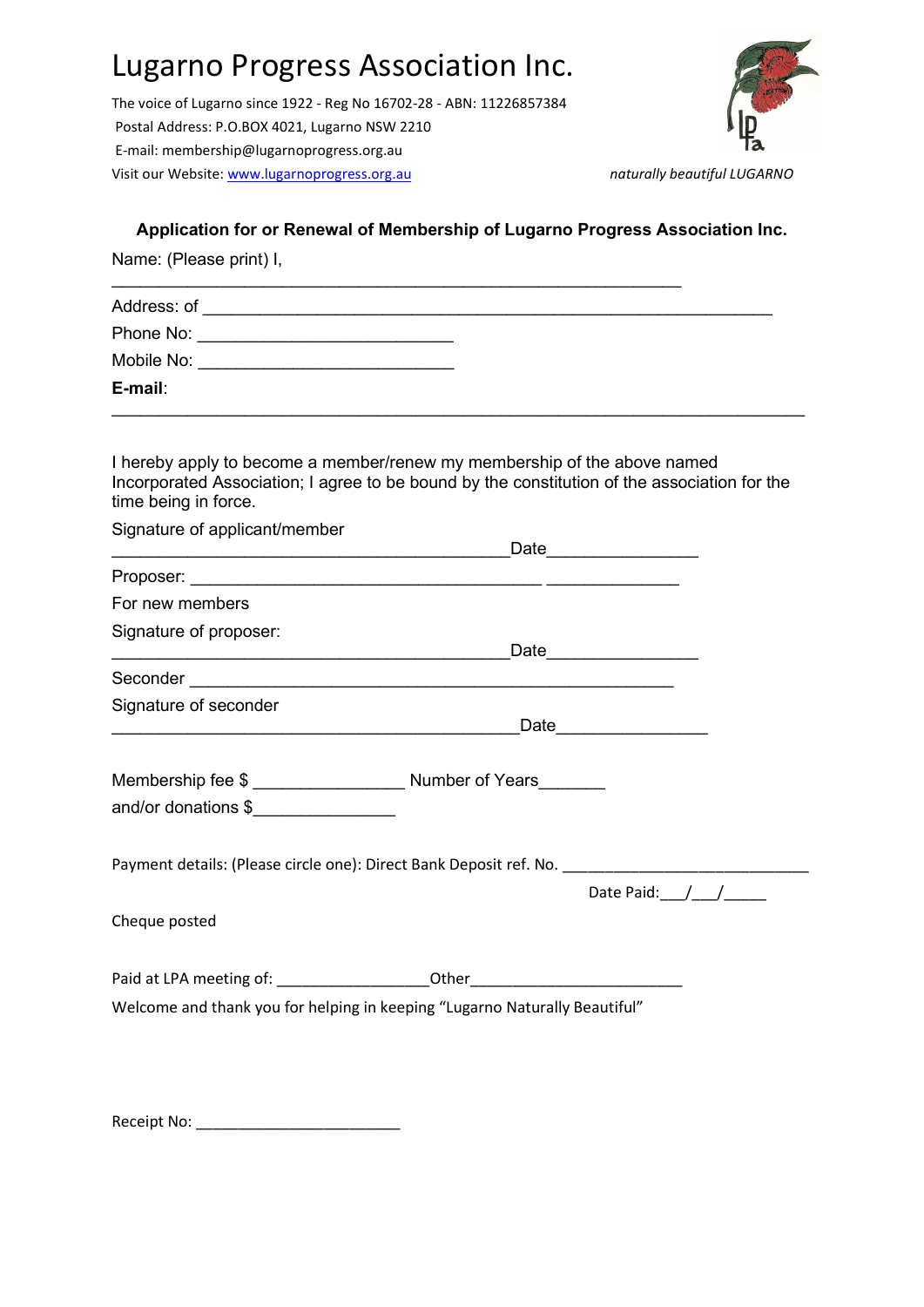# Lugarno Progress Association Inc.

The voice of Lugarno since 1922 - Reg No 16702-28 - ABN: 11226857384
Postal Address: P.O.BOX 4021, Lugarno NSW 2210
E-mail: membership@lugarnoprogress.org.au
Visit our Website: [www.lugarnoprogress.org.au](http://www.lugarnoprogress.org.au)

*naturally beautiful LUGARNO*

**Application for or Renewal of Membership of Lugarno Progress Association Inc.**

Name: (Please print) I,

_______________________________________________

Address: of _______________________________________________

Phone No: ____________________________

Mobile No: ____________________________

**E-mail**:

_______________________________________________

I hereby apply to become a member/renew my membership of the above named Incorporated Association; I agree to be bound by the constitution of the association for the time being in force.

Signature of applicant/member

_____________________________________________ Date________________

Proposer: ________________________________________ ______________

For new members

Signature of proposer:

_____________________________________________ Date________________

Seconder _______________________________________________

Signature of seconder

_____________________________________________ Date________________

Membership fee $ ________________ Number of Years_______

and/or donations $_______________

Payment details: (Please circle one): Direct Bank Deposit ref. No. ____________________________

Date Paid:___/___/_____

Cheque posted

Paid at LPA meeting of: __________________Other_________________________

Welcome and thank you for helping in keeping “Lugarno Naturally Beautiful”

Receipt No: ________________________